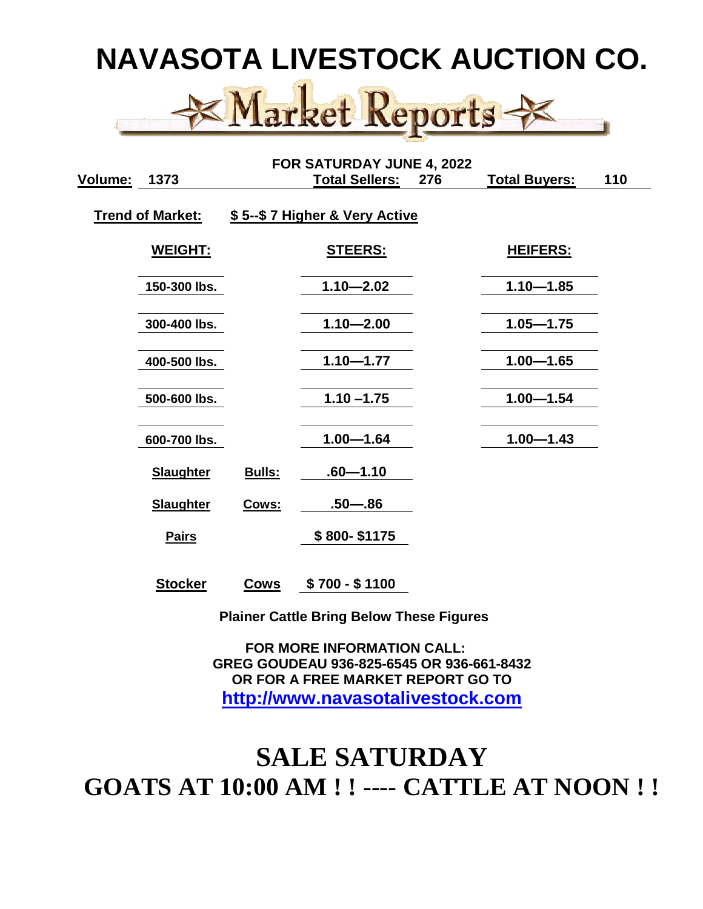# NAVASOTA LIVESTOCK AUCTION CO.

## Market Reports

**FOR SATURDAY JUNE 4, 2022**

**Volume:** 1373 **Total Sellers:** 276 **Total Buyers:** 110

**Trend of Market:** **$ 5--$ 7 Higher & Very Active**

| WEIGHT: | | STEERS: | HEIFERS: |
|---|---|---|---|
| 150-300 lbs. | | 1.10—2.02 | 1.10—1.85 |
| 300-400 lbs. | | 1.10—2.00 | 1.05—1.75 |
| 400-500 lbs. | | 1.10—1.77 | 1.00—1.65 |
| 500-600 lbs. | | 1.10 –1.75 | 1.00—1.54 |
| 600-700 lbs. | | 1.00—1.64 | 1.00—1.43 |
| Slaughter | Bulls: | .60—1.10 | |
| Slaughter | Cows: | .50—.86 | |
| Pairs | | $ 800- $1175 | |
| Stocker | Cows | $ 700 - $ 1100 | |

**Plainer Cattle Bring Below These Figures**

**FOR MORE INFORMATION CALL:**
**GREG GOUDEAU 936-825-6545 OR 936-661-8432**
**OR FOR A FREE MARKET REPORT GO TO**
**http://www.navasotalivestock.com**

# SALE SATURDAY
# GOATS AT 10:00 AM ! ! ---- CATTLE AT NOON ! !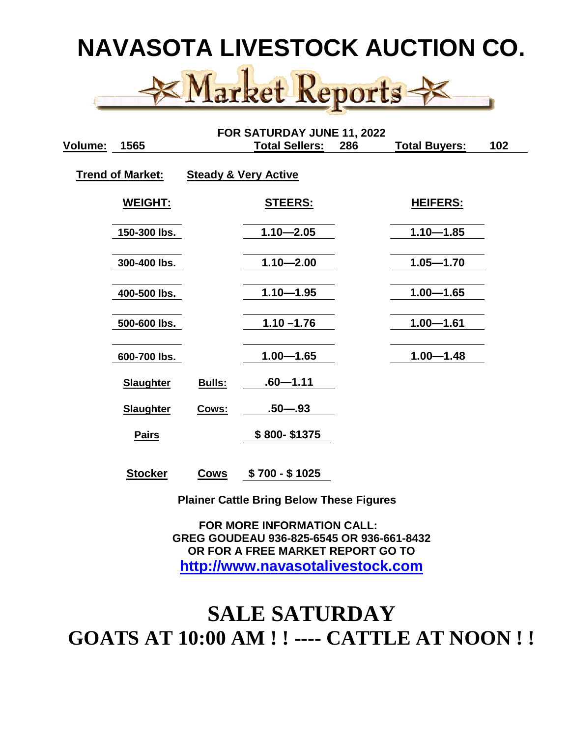# NAVASOTA LIVESTOCK AUCTION CO.

## Market Reports

**FOR SATURDAY JUNE 11, 2022**

**Volume:** 1565 **Total Sellers:** 286 **Total Buyers:** 102

**Trend of Market:** **Steady & Very Active**

| WEIGHT: | | STEERS: | HEIFERS: |
|---|---|---|---|
| 150-300 lbs. | | 1.10—2.05 | 1.10—1.85 |
| 300-400 lbs. | | 1.10—2.00 | 1.05—1.70 |
| 400-500 lbs. | | 1.10—1.95 | 1.00—1.65 |
| 500-600 lbs. | | 1.10 –1.76 | 1.00—1.61 |
| 600-700 lbs. | | 1.00—1.65 | 1.00—1.48 |
| Slaughter | Bulls: | .60—1.11 | |
| Slaughter | Cows: | .50—.93 | |
| Pairs | | $ 800- $1375 | |
| Stocker | Cows | $ 700 - $ 1025 | |

**Plainer Cattle Bring Below These Figures**

**FOR MORE INFORMATION CALL:**
**GREG GOUDEAU 936-825-6545 OR 936-661-8432**
**OR FOR A FREE MARKET REPORT GO TO**
**http://www.navasotalivestock.com**

# SALE SATURDAY
# GOATS AT 10:00 AM ! ! ---- CATTLE AT NOON ! !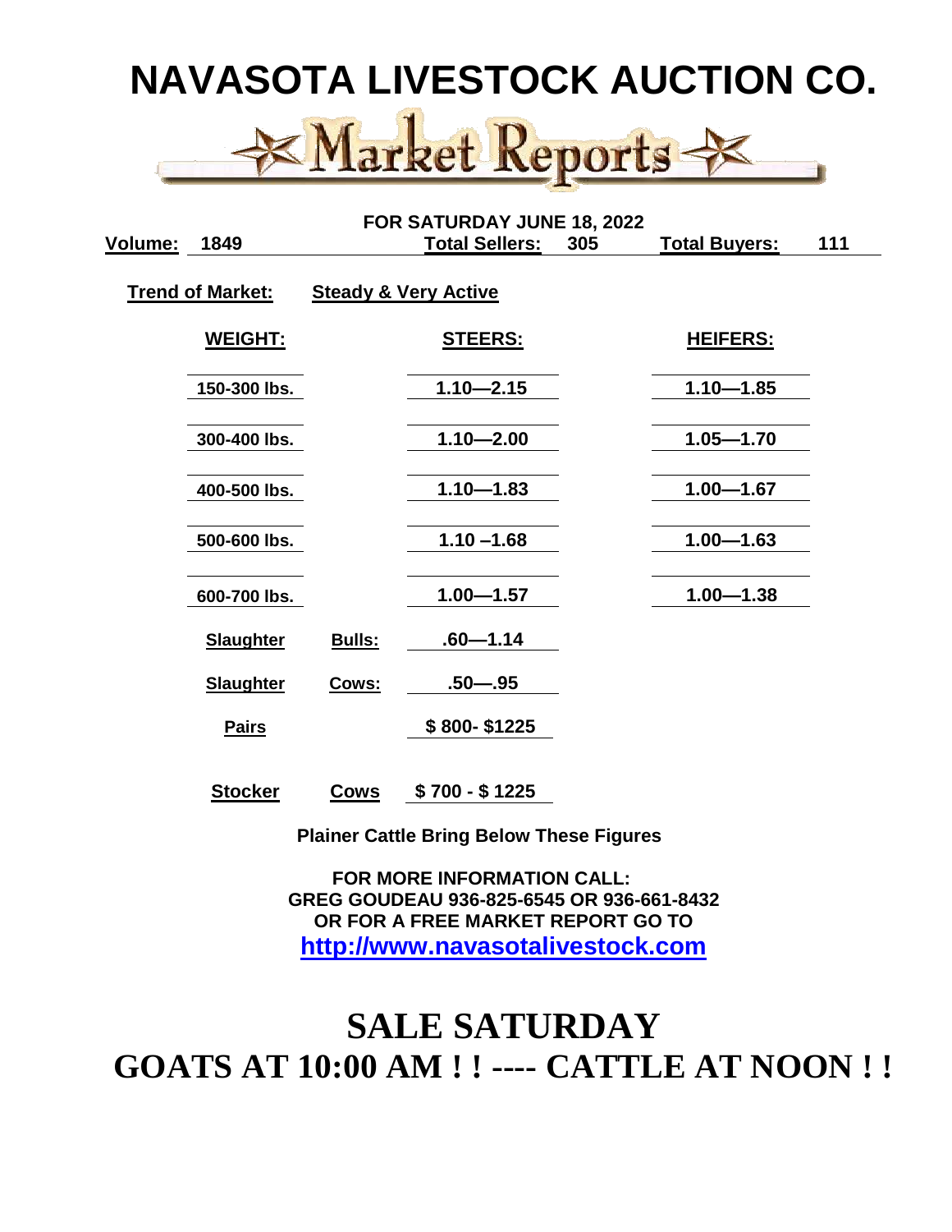# NAVASOTA LIVESTOCK AUCTION CO.

## Market Reports

**FOR SATURDAY JUNE 18, 2022**

**Volume: 1849** **Total Sellers: 305** **Total Buyers: 111**

**Trend of Market:** **Steady & Very Active**

| WEIGHT: | STEERS: | HEIFERS: |
|---|---|---|
| 150-300 lbs. | 1.10—2.15 | 1.10—1.85 |
| 300-400 lbs. | 1.10—2.00 | 1.05—1.70 |
| 400-500 lbs. | 1.10—1.83 | 1.00—1.67 |
| 500-600 lbs. | 1.10 –1.68 | 1.00—1.63 |
| 600-700 lbs. | 1.00—1.57 | 1.00—1.38 |

| | | |
|---|---|---|
| Slaughter | Bulls: | .60—1.14 |
| Slaughter | Cows: | .50—.95 |
| Pairs | | $ 800- $1225 |
| Stocker | Cows | $ 700 - $ 1225 |

**Plainer Cattle Bring Below These Figures**

**FOR MORE INFORMATION CALL:**
**GREG GOUDEAU 936-825-6545 OR 936-661-8432**
**OR FOR A FREE MARKET REPORT GO TO**
**http://www.navasotalivestock.com**

# SALE SATURDAY
# GOATS AT 10:00 AM ! ! ---- CATTLE AT NOON ! !